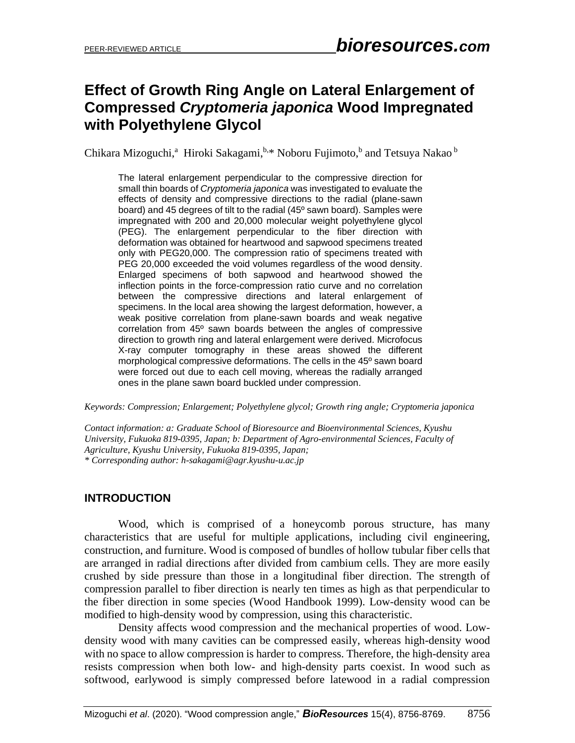# Effect of Growth Ring Angle on Lateral Enlargement of Compressed *Cryptomeria japonica* Wood Impregnated with Polyethylene Glycol

Chikara Mizoguchi,[a] Hiroki Sakagami,[b,*] Noboru Fujimoto,[b] and Tetsuya Nakao[b]

The lateral enlargement perpendicular to the compressive direction for small thin boards of *Cryptomeria japonica* was investigated to evaluate the effects of density and compressive directions to the radial (plane-sawn board) and 45 degrees of tilt to the radial (45º sawn board). Samples were impregnated with 200 and 20,000 molecular weight polyethylene glycol (PEG). The enlargement perpendicular to the fiber direction with deformation was obtained for heartwood and sapwood specimens treated only with PEG20,000. The compression ratio of specimens treated with PEG 20,000 exceeded the void volumes regardless of the wood density. Enlarged specimens of both sapwood and heartwood showed the inflection points in the force-compression ratio curve and no correlation between the compressive directions and lateral enlargement of specimens. In the local area showing the largest deformation, however, a weak positive correlation from plane-sawn boards and weak negative correlation from 45º sawn boards between the angles of compressive direction to growth ring and lateral enlargement were derived. Microfocus X-ray computer tomography in these areas showed the different morphological compressive deformations. The cells in the 45º sawn board were forced out due to each cell moving, whereas the radially arranged ones in the plane sawn board buckled under compression.

*Keywords: Compression; Enlargement; Polyethylene glycol; Growth ring angle; Cryptomeria japonica*

*Contact information: a: Graduate School of Bioresource and Bioenvironmental Sciences, Kyushu University, Fukuoka 819-0395, Japan; b: Department of Agro-environmental Sciences, Faculty of Agriculture, Kyushu University, Fukuoka 819-0395, Japan;*
*\* Corresponding author: h-sakagami@agr.kyushu-u.ac.jp*

## INTRODUCTION

Wood, which is comprised of a honeycomb porous structure, has many characteristics that are useful for multiple applications, including civil engineering, construction, and furniture. Wood is composed of bundles of hollow tubular fiber cells that are arranged in radial directions after divided from cambium cells. They are more easily crushed by side pressure than those in a longitudinal fiber direction. The strength of compression parallel to fiber direction is nearly ten times as high as that perpendicular to the fiber direction in some species (Wood Handbook 1999). Low-density wood can be modified to high-density wood by compression, using this characteristic.

Density affects wood compression and the mechanical properties of wood. Low-density wood with many cavities can be compressed easily, whereas high-density wood with no space to allow compression is harder to compress. Therefore, the high-density area resists compression when both low- and high-density parts coexist. In wood such as softwood, earlywood is simply compressed before latewood in a radial compression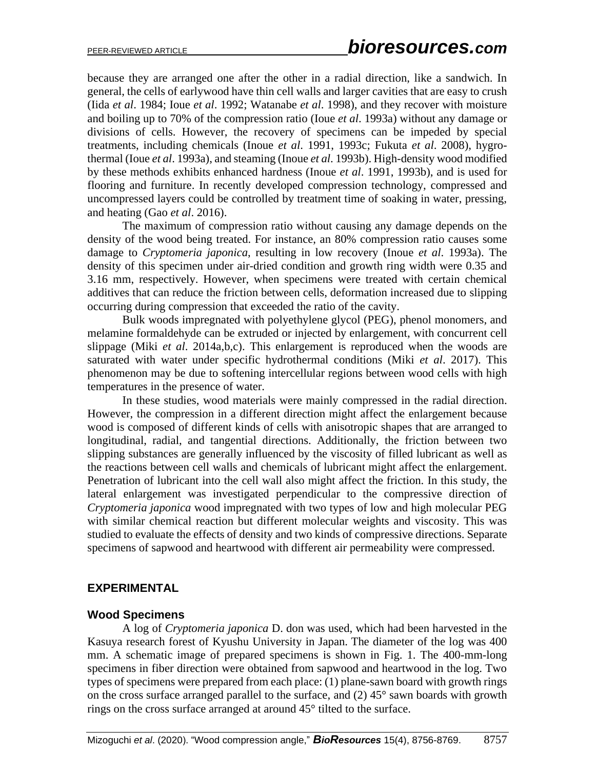because they are arranged one after the other in a radial direction, like a sandwich. In general, the cells of earlywood have thin cell walls and larger cavities that are easy to crush (Iida *et al*. 1984; Ioue *et al*. 1992; Watanabe *et al*. 1998), and they recover with moisture and boiling up to 70% of the compression ratio (Ioue *et al*. 1993a) without any damage or divisions of cells. However, the recovery of specimens can be impeded by special treatments, including chemicals (Inoue *et al*. 1991, 1993c; Fukuta *et al*. 2008), hygro-thermal (Ioue *et al*. 1993a), and steaming (Inoue *et al*. 1993b). High-density wood modified by these methods exhibits enhanced hardness (Inoue *et al*. 1991, 1993b), and is used for flooring and furniture. In recently developed compression technology, compressed and uncompressed layers could be controlled by treatment time of soaking in water, pressing, and heating (Gao *et al*. 2016).

The maximum of compression ratio without causing any damage depends on the density of the wood being treated. For instance, an 80% compression ratio causes some damage to *Cryptomeria japonica*, resulting in low recovery (Inoue *et al*. 1993a). The density of this specimen under air-dried condition and growth ring width were 0.35 and 3.16 mm, respectively. However, when specimens were treated with certain chemical additives that can reduce the friction between cells, deformation increased due to slipping occurring during compression that exceeded the ratio of the cavity.

Bulk woods impregnated with polyethylene glycol (PEG), phenol monomers, and melamine formaldehyde can be extruded or injected by enlargement, with concurrent cell slippage (Miki *et al*. 2014a,b,c). This enlargement is reproduced when the woods are saturated with water under specific hydrothermal conditions (Miki *et al*. 2017). This phenomenon may be due to softening intercellular regions between wood cells with high temperatures in the presence of water.

In these studies, wood materials were mainly compressed in the radial direction. However, the compression in a different direction might affect the enlargement because wood is composed of different kinds of cells with anisotropic shapes that are arranged to longitudinal, radial, and tangential directions. Additionally, the friction between two slipping substances are generally influenced by the viscosity of filled lubricant as well as the reactions between cell walls and chemicals of lubricant might affect the enlargement. Penetration of lubricant into the cell wall also might affect the friction. In this study, the lateral enlargement was investigated perpendicular to the compressive direction of *Cryptomeria japonica* wood impregnated with two types of low and high molecular PEG with similar chemical reaction but different molecular weights and viscosity. This was studied to evaluate the effects of density and two kinds of compressive directions. Separate specimens of sapwood and heartwood with different air permeability were compressed.

## EXPERIMENTAL

### Wood Specimens

A log of *Cryptomeria japonica* D. don was used, which had been harvested in the Kasuya research forest of Kyushu University in Japan. The diameter of the log was 400 mm. A schematic image of prepared specimens is shown in Fig. 1. The 400-mm-long specimens in fiber direction were obtained from sapwood and heartwood in the log. Two types of specimens were prepared from each place: (1) plane-sawn board with growth rings on the cross surface arranged parallel to the surface, and (2) 45° sawn boards with growth rings on the cross surface arranged at around 45° tilted to the surface.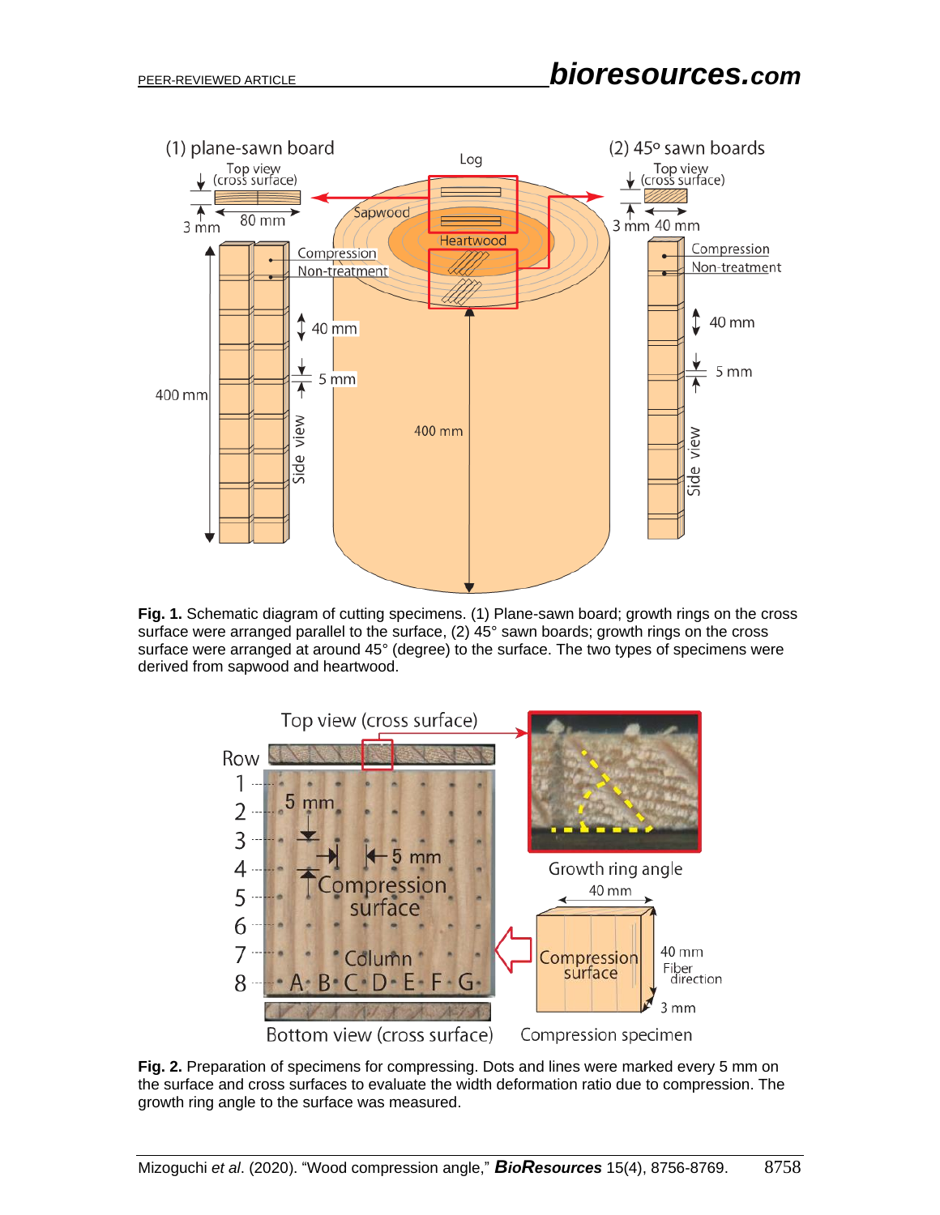**Fig. 1.** Schematic diagram of cutting specimens. (1) Plane-sawn board; growth rings on the cross surface were arranged parallel to the surface, (2) 45° sawn boards; growth rings on the cross surface were arranged at around 45° (degree) to the surface. The two types of specimens were derived from sapwood and heartwood.

**Fig. 2.** Preparation of specimens for compressing. Dots and lines were marked every 5 mm on the surface and cross surfaces to evaluate the width deformation ratio due to compression. The growth ring angle to the surface was measured.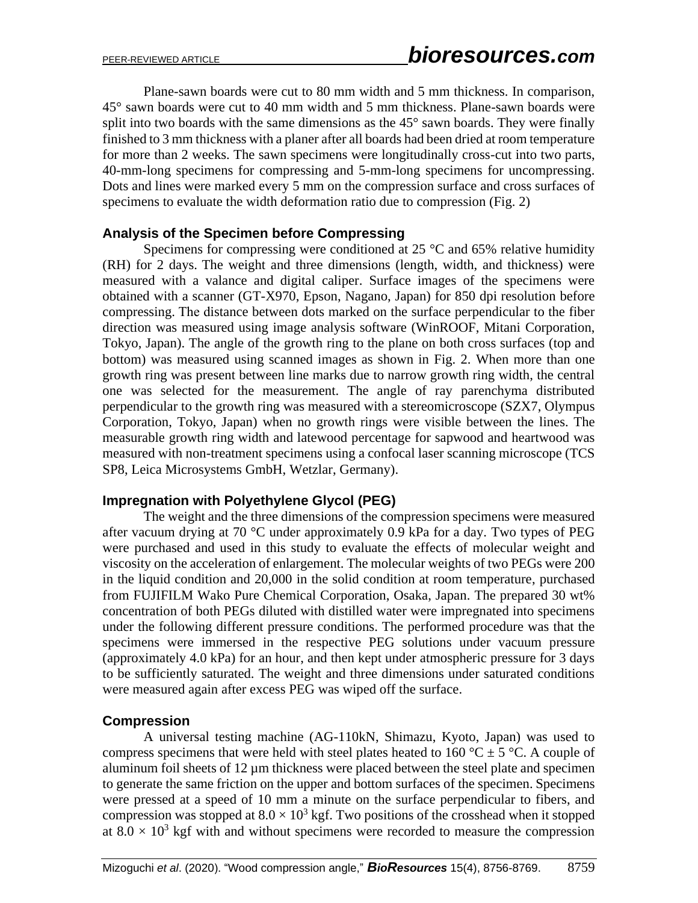Plane-sawn boards were cut to 80 mm width and 5 mm thickness. In comparison, 45° sawn boards were cut to 40 mm width and 5 mm thickness. Plane-sawn boards were split into two boards with the same dimensions as the 45° sawn boards. They were finally finished to 3 mm thickness with a planer after all boards had been dried at room temperature for more than 2 weeks. The sawn specimens were longitudinally cross-cut into two parts, 40-mm-long specimens for compressing and 5-mm-long specimens for uncompressing. Dots and lines were marked every 5 mm on the compression surface and cross surfaces of specimens to evaluate the width deformation ratio due to compression (Fig. 2)

## Analysis of the Specimen before Compressing

Specimens for compressing were conditioned at 25 °C and 65% relative humidity (RH) for 2 days. The weight and three dimensions (length, width, and thickness) were measured with a valance and digital caliper. Surface images of the specimens were obtained with a scanner (GT-X970, Epson, Nagano, Japan) for 850 dpi resolution before compressing. The distance between dots marked on the surface perpendicular to the fiber direction was measured using image analysis software (WinROOF, Mitani Corporation, Tokyo, Japan). The angle of the growth ring to the plane on both cross surfaces (top and bottom) was measured using scanned images as shown in Fig. 2. When more than one growth ring was present between line marks due to narrow growth ring width, the central one was selected for the measurement. The angle of ray parenchyma distributed perpendicular to the growth ring was measured with a stereomicroscope (SZX7, Olympus Corporation, Tokyo, Japan) when no growth rings were visible between the lines. The measurable growth ring width and latewood percentage for sapwood and heartwood was measured with non-treatment specimens using a confocal laser scanning microscope (TCS SP8, Leica Microsystems GmbH, Wetzlar, Germany).

## Impregnation with Polyethylene Glycol (PEG)

The weight and the three dimensions of the compression specimens were measured after vacuum drying at 70 °C under approximately 0.9 kPa for a day. Two types of PEG were purchased and used in this study to evaluate the effects of molecular weight and viscosity on the acceleration of enlargement. The molecular weights of two PEGs were 200 in the liquid condition and 20,000 in the solid condition at room temperature, purchased from FUJIFILM Wako Pure Chemical Corporation, Osaka, Japan. The prepared 30 wt% concentration of both PEGs diluted with distilled water were impregnated into specimens under the following different pressure conditions. The performed procedure was that the specimens were immersed in the respective PEG solutions under vacuum pressure (approximately 4.0 kPa) for an hour, and then kept under atmospheric pressure for 3 days to be sufficiently saturated. The weight and three dimensions under saturated conditions were measured again after excess PEG was wiped off the surface.

## Compression

A universal testing machine (AG-110kN, Shimazu, Kyoto, Japan) was used to compress specimens that were held with steel plates heated to 160 °C ± 5 °C. A couple of aluminum foil sheets of 12 µm thickness were placed between the steel plate and specimen to generate the same friction on the upper and bottom surfaces of the specimen. Specimens were pressed at a speed of 10 mm a minute on the surface perpendicular to fibers, and compression was stopped at $8.0 \times 10^3$ kgf. Two positions of the crosshead when it stopped at $8.0 \times 10^3$ kgf with and without specimens were recorded to measure the compression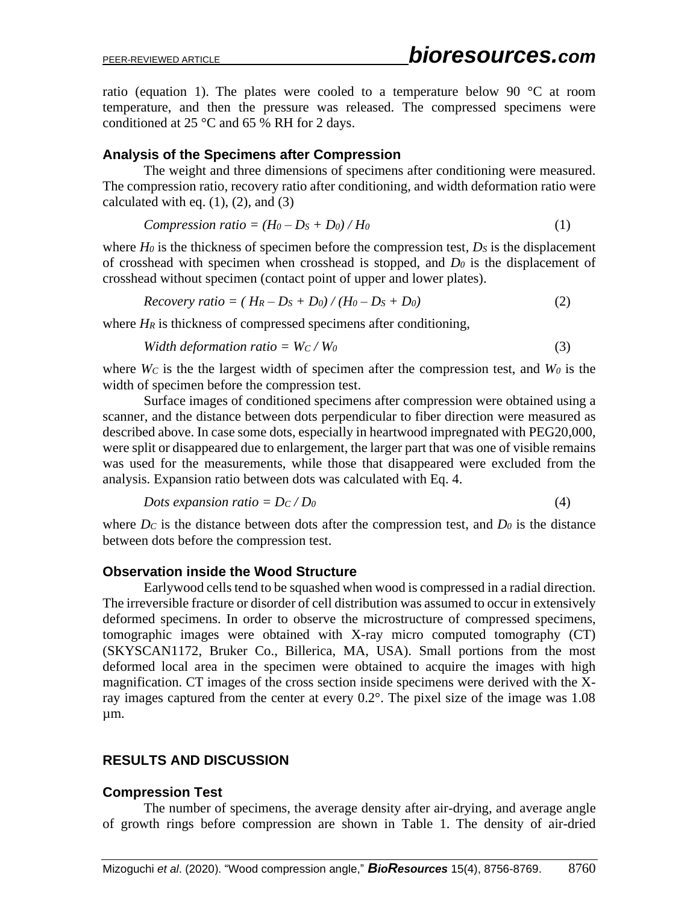ratio (equation 1). The plates were cooled to a temperature below 90 °C at room temperature, and then the pressure was released. The compressed specimens were conditioned at 25 °C and 65 % RH for 2 days.

### Analysis of the Specimens after Compression

The weight and three dimensions of specimens after conditioning were measured. The compression ratio, recovery ratio after conditioning, and width deformation ratio were calculated with eq. (1), (2), and (3)

$$\textit{Compression ratio} = (H_0 - D_S + D_0) / H_0 \quad (1)$$

where $H_0$ is the thickness of specimen before the compression test, $D_S$ is the displacement of crosshead with specimen when crosshead is stopped, and $D_0$ is the displacement of crosshead without specimen (contact point of upper and lower plates).

$$\textit{Recovery ratio} = (H_R - D_S + D_0) / (H_0 - D_S + D_0) \quad (2)$$

where $H_R$ is thickness of compressed specimens after conditioning,

$$\textit{Width deformation ratio} = W_C / W_0 \quad (3)$$

where $W_C$ is the the largest width of specimen after the compression test, and $W_0$ is the width of specimen before the compression test.

Surface images of conditioned specimens after compression were obtained using a scanner, and the distance between dots perpendicular to fiber direction were measured as described above. In case some dots, especially in heartwood impregnated with PEG20,000, were split or disappeared due to enlargement, the larger part that was one of visible remains was used for the measurements, while those that disappeared were excluded from the analysis. Expansion ratio between dots was calculated with Eq. 4.

$$\textit{Dots expansion ratio} = D_C / D_0 \quad (4)$$

where $D_C$ is the distance between dots after the compression test, and $D_0$ is the distance between dots before the compression test.

### Observation inside the Wood Structure

Earlywood cells tend to be squashed when wood is compressed in a radial direction. The irreversible fracture or disorder of cell distribution was assumed to occur in extensively deformed specimens. In order to observe the microstructure of compressed specimens, tomographic images were obtained with X-ray micro computed tomography (CT) (SKYSCAN1172, Bruker Co., Billerica, MA, USA). Small portions from the most deformed local area in the specimen were obtained to acquire the images with high magnification. CT images of the cross section inside specimens were derived with the X-ray images captured from the center at every 0.2°. The pixel size of the image was 1.08 µm.

## RESULTS AND DISCUSSION

### Compression Test

The number of specimens, the average density after air-drying, and average angle of growth rings before compression are shown in Table 1. The density of air-dried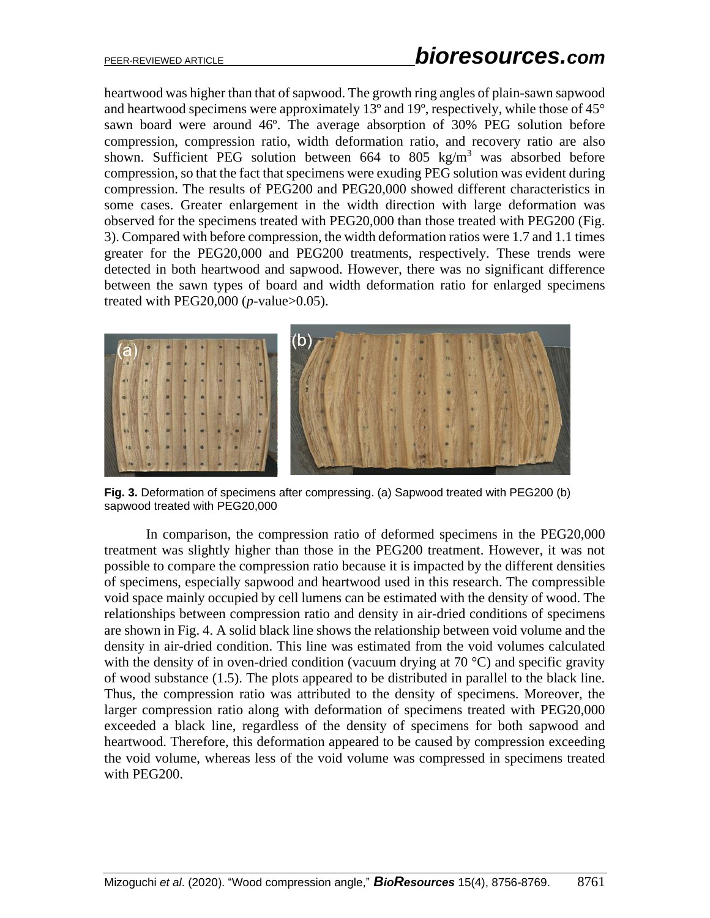heartwood was higher than that of sapwood. The growth ring angles of plain-sawn sapwood and heartwood specimens were approximately 13º and 19º, respectively, while those of 45° sawn board were around 46º. The average absorption of 30% PEG solution before compression, compression ratio, width deformation ratio, and recovery ratio are also shown. Sufficient PEG solution between 664 to 805 kg/m$^3$ was absorbed before compression, so that the fact that specimens were exuding PEG solution was evident during compression. The results of PEG200 and PEG20,000 showed different characteristics in some cases. Greater enlargement in the width direction with large deformation was observed for the specimens treated with PEG20,000 than those treated with PEG200 (Fig. 3). Compared with before compression, the width deformation ratios were 1.7 and 1.1 times greater for the PEG20,000 and PEG200 treatments, respectively. These trends were detected in both heartwood and sapwood. However, there was no significant difference between the sawn types of board and width deformation ratio for enlarged specimens treated with PEG20,000 ($p$-value>0.05).

**Fig. 3.** Deformation of specimens after compressing. (a) Sapwood treated with PEG200 (b) sapwood treated with PEG20,000

In comparison, the compression ratio of deformed specimens in the PEG20,000 treatment was slightly higher than those in the PEG200 treatment. However, it was not possible to compare the compression ratio because it is impacted by the different densities of specimens, especially sapwood and heartwood used in this research. The compressible void space mainly occupied by cell lumens can be estimated with the density of wood. The relationships between compression ratio and density in air-dried conditions of specimens are shown in Fig. 4. A solid black line shows the relationship between void volume and the density in air-dried condition. This line was estimated from the void volumes calculated with the density of in oven-dried condition (vacuum drying at 70 °C) and specific gravity of wood substance (1.5). The plots appeared to be distributed in parallel to the black line. Thus, the compression ratio was attributed to the density of specimens. Moreover, the larger compression ratio along with deformation of specimens treated with PEG20,000 exceeded a black line, regardless of the density of specimens for both sapwood and heartwood. Therefore, this deformation appeared to be caused by compression exceeding the void volume, whereas less of the void volume was compressed in specimens treated with PEG200.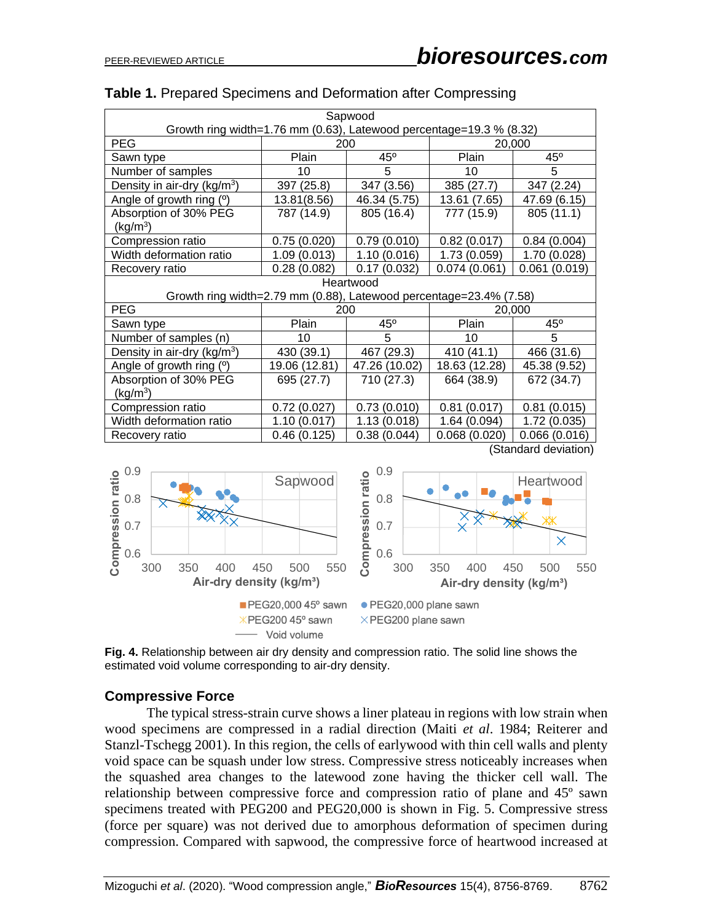**Table 1.** Prepared Specimens and Deformation after Compressing

| Sapwood<br>Growth ring width=1.76 mm (0.63), Latewood percentage=19.3 % (8.32) | | | | |
|---|---|---|---|---|
| PEG | 200 | | 20,000 | |
| Sawn type | Plain | 45º | Plain | 45º |
| Number of samples | 10 | 5 | 10 | 5 |
| Density in air-dry (kg/m$^3$) | 397 (25.8) | 347 (3.56) | 385 (27.7) | 347 (2.24) |
| Angle of growth ring (º) | 13.81(8.56) | 46.34 (5.75) | 13.61 (7.65) | 47.69 (6.15) |
| Absorption of 30% PEG (kg/m$^3$) | 787 (14.9) | 805 (16.4) | 777 (15.9) | 805 (11.1) |
| Compression ratio | 0.75 (0.020) | 0.79 (0.010) | 0.82 (0.017) | 0.84 (0.004) |
| Width deformation ratio | 1.09 (0.013) | 1.10 (0.016) | 1.73 (0.059) | 1.70 (0.028) |
| Recovery ratio | 0.28 (0.082) | 0.17 (0.032) | 0.074 (0.061) | 0.061 (0.019) |
| **Heartwood<br>Growth ring width=2.79 mm (0.88), Latewood percentage=23.4% (7.58)** | | | | |
| PEG | 200 | | 20,000 | |
| Sawn type | Plain | 45º | Plain | 45º |
| Number of samples (n) | 10 | 5 | 10 | 5 |
| Density in air-dry (kg/m$^3$) | 430 (39.1) | 467 (29.3) | 410 (41.1) | 466 (31.6) |
| Angle of growth ring (º) | 19.06 (12.81) | 47.26 (10.02) | 18.63 (12.28) | 45.38 (9.52) |
| Absorption of 30% PEG (kg/m$^3$) | 695 (27.7) | 710 (27.3) | 664 (38.9) | 672 (34.7) |
| Compression ratio | 0.72 (0.027) | 0.73 (0.010) | 0.81 (0.017) | 0.81 (0.015) |
| Width deformation ratio | 1.10 (0.017) | 1.13 (0.018) | 1.64 (0.094) | 1.72 (0.035) |
| Recovery ratio | 0.46 (0.125) | 0.38 (0.044) | 0.068 (0.020) | 0.066 (0.016) |

(Standard deviation)

**Fig. 4.** Relationship between air dry density and compression ratio. The solid line shows the estimated void volume corresponding to air-dry density.

## Compressive Force

The typical stress-strain curve shows a liner plateau in regions with low strain when wood specimens are compressed in a radial direction (Maiti *et al*. 1984; Reiterer and Stanzl-Tschegg 2001). In this region, the cells of earlywood with thin cell walls and plenty void space can be squash under low stress. Compressive stress noticeably increases when the squashed area changes to the latewood zone having the thicker cell wall. The relationship between compressive force and compression ratio of plane and 45º sawn specimens treated with PEG200 and PEG20,000 is shown in Fig. 5. Compressive stress (force per square) was not derived due to amorphous deformation of specimen during compression. Compared with sapwood, the compressive force of heartwood increased at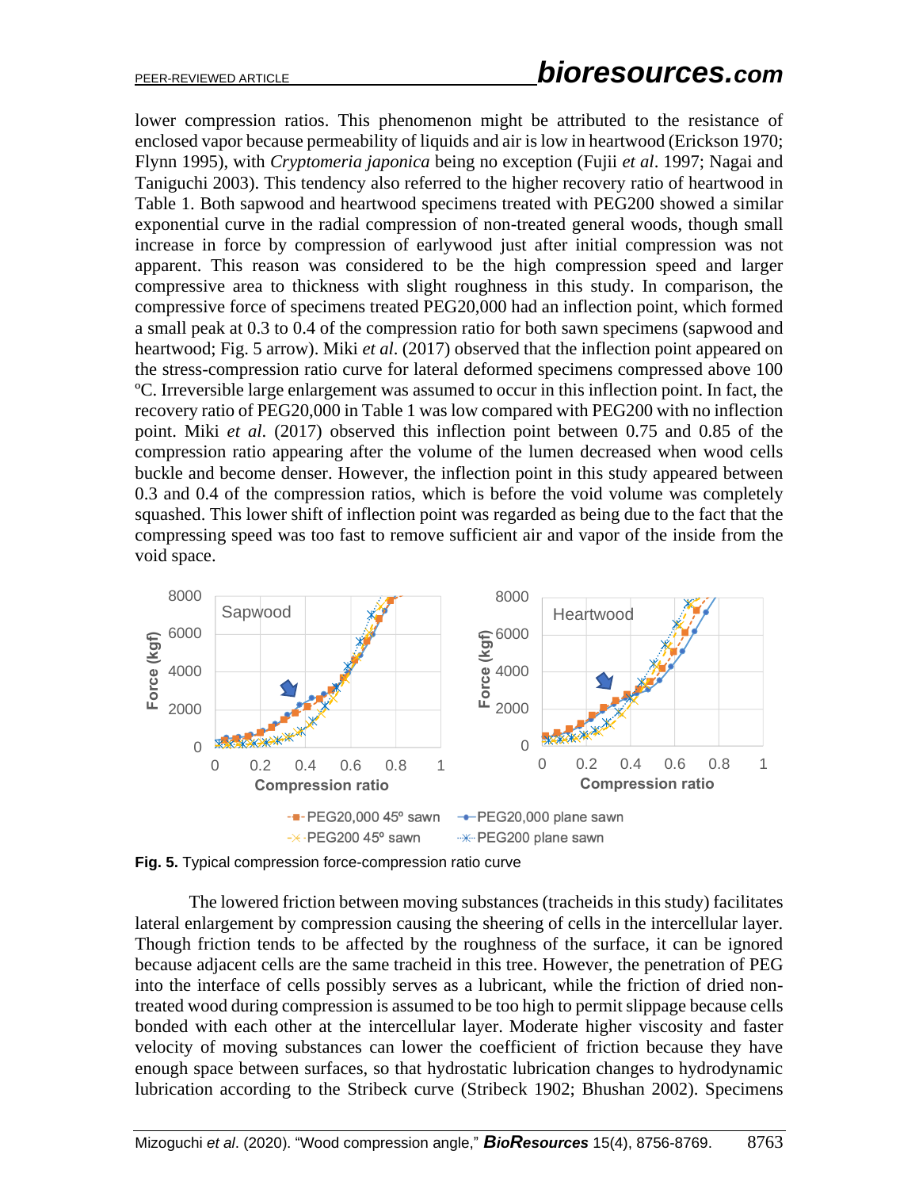lower compression ratios. This phenomenon might be attributed to the resistance of enclosed vapor because permeability of liquids and air is low in heartwood (Erickson 1970; Flynn 1995), with *Cryptomeria japonica* being no exception (Fujii *et al*. 1997; Nagai and Taniguchi 2003). This tendency also referred to the higher recovery ratio of heartwood in Table 1. Both sapwood and heartwood specimens treated with PEG200 showed a similar exponential curve in the radial compression of non-treated general woods, though small increase in force by compression of earlywood just after initial compression was not apparent. This reason was considered to be the high compression speed and larger compressive area to thickness with slight roughness in this study. In comparison, the compressive force of specimens treated PEG20,000 had an inflection point, which formed a small peak at 0.3 to 0.4 of the compression ratio for both sawn specimens (sapwood and heartwood; Fig. 5 arrow). Miki *et al*. (2017) observed that the inflection point appeared on the stress-compression ratio curve for lateral deformed specimens compressed above 100 ºC. Irreversible large enlargement was assumed to occur in this inflection point. In fact, the recovery ratio of PEG20,000 in Table 1 was low compared with PEG200 with no inflection point. Miki *et al*. (2017) observed this inflection point between 0.75 and 0.85 of the compression ratio appearing after the volume of the lumen decreased when wood cells buckle and become denser. However, the inflection point in this study appeared between 0.3 and 0.4 of the compression ratios, which is before the void volume was completely squashed. This lower shift of inflection point was regarded as being due to the fact that the compressing speed was too fast to remove sufficient air and vapor of the inside from the void space.

**Fig. 5.** Typical compression force-compression ratio curve

The lowered friction between moving substances (tracheids in this study) facilitates lateral enlargement by compression causing the sheering of cells in the intercellular layer. Though friction tends to be affected by the roughness of the surface, it can be ignored because adjacent cells are the same tracheid in this tree. However, the penetration of PEG into the interface of cells possibly serves as a lubricant, while the friction of dried non-treated wood during compression is assumed to be too high to permit slippage because cells bonded with each other at the intercellular layer. Moderate higher viscosity and faster velocity of moving substances can lower the coefficient of friction because they have enough space between surfaces, so that hydrostatic lubrication changes to hydrodynamic lubrication according to the Stribeck curve (Stribeck 1902; Bhushan 2002). Specimens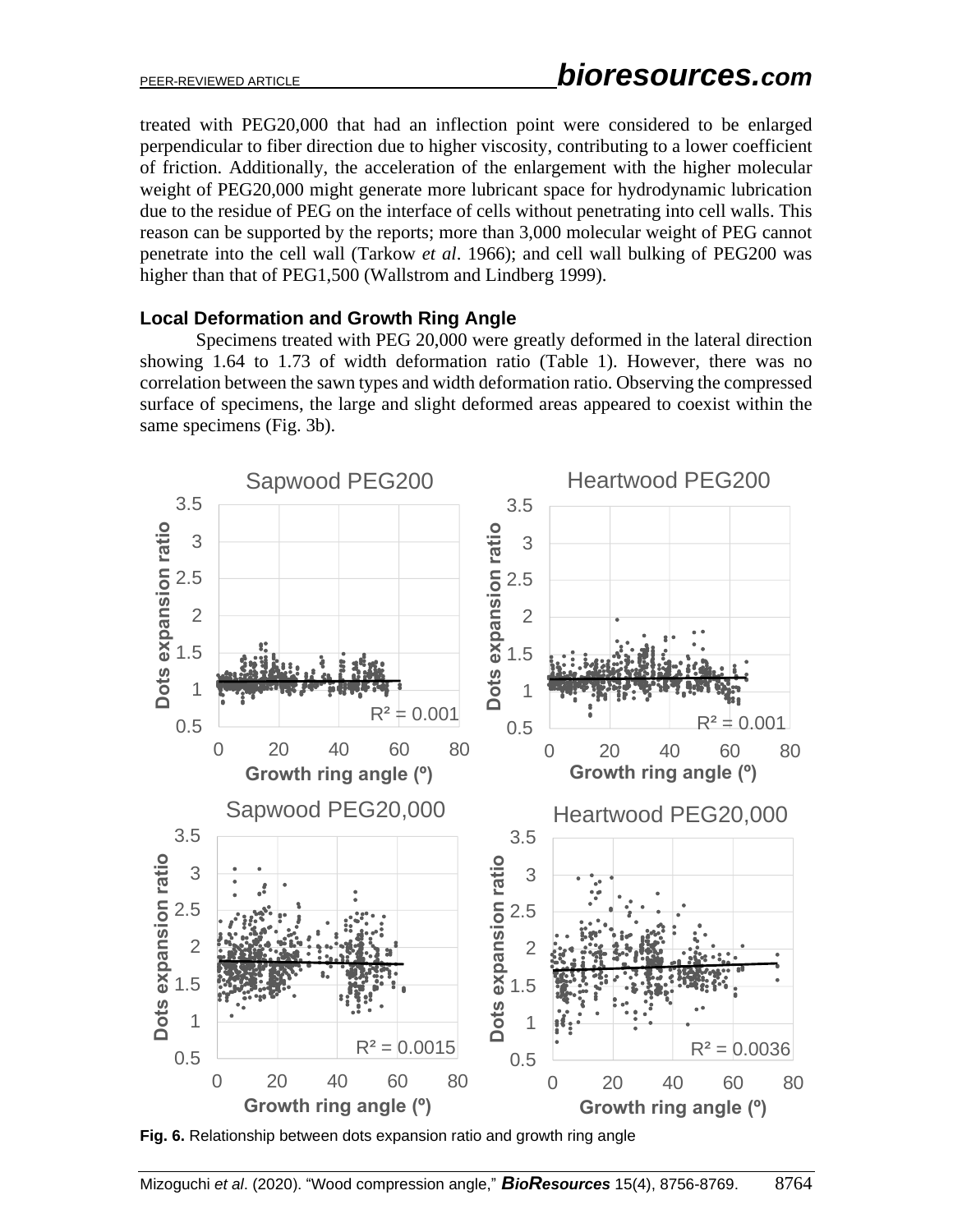treated with PEG20,000 that had an inflection point were considered to be enlarged perpendicular to fiber direction due to higher viscosity, contributing to a lower coefficient of friction. Additionally, the acceleration of the enlargement with the higher molecular weight of PEG20,000 might generate more lubricant space for hydrodynamic lubrication due to the residue of PEG on the interface of cells without penetrating into cell walls. This reason can be supported by the reports; more than 3,000 molecular weight of PEG cannot penetrate into the cell wall (Tarkow *et al*. 1966); and cell wall bulking of PEG200 was higher than that of PEG1,500 (Wallstrom and Lindberg 1999).

### Local Deformation and Growth Ring Angle

Specimens treated with PEG 20,000 were greatly deformed in the lateral direction showing 1.64 to 1.73 of width deformation ratio (Table 1). However, there was no correlation between the sawn types and width deformation ratio. Observing the compressed surface of specimens, the large and slight deformed areas appeared to coexist within the same specimens (Fig. 3b).

**Fig. 6.** Relationship between dots expansion ratio and growth ring angle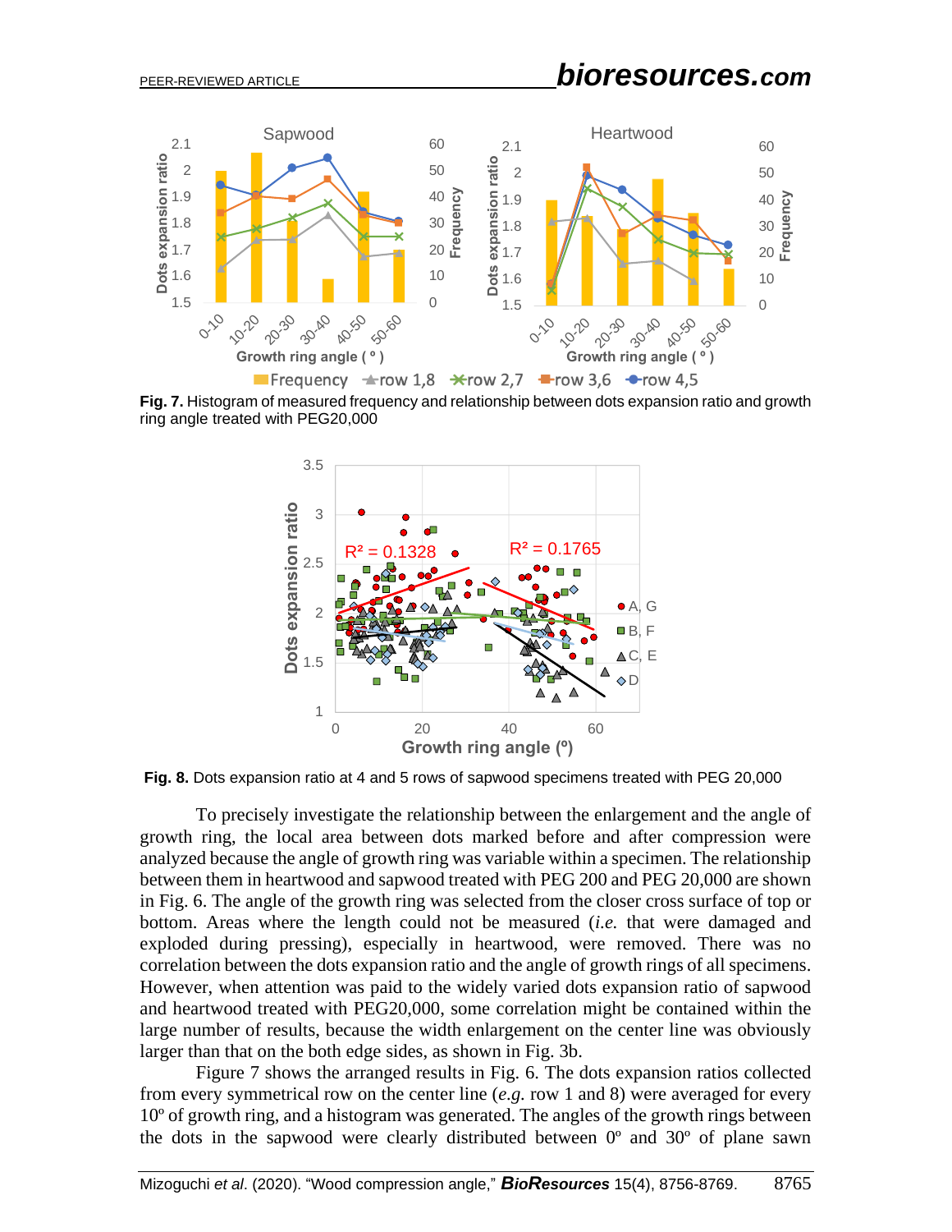**Fig. 7.** Histogram of measured frequency and relationship between dots expansion ratio and growth ring angle treated with PEG20,000

**Fig. 8.** Dots expansion ratio at 4 and 5 rows of sapwood specimens treated with PEG 20,000

To precisely investigate the relationship between the enlargement and the angle of growth ring, the local area between dots marked before and after compression were analyzed because the angle of growth ring was variable within a specimen. The relationship between them in heartwood and sapwood treated with PEG 200 and PEG 20,000 are shown in Fig. 6. The angle of the growth ring was selected from the closer cross surface of top or bottom. Areas where the length could not be measured (*i.e.* that were damaged and exploded during pressing), especially in heartwood, were removed. There was no correlation between the dots expansion ratio and the angle of growth rings of all specimens. However, when attention was paid to the widely varied dots expansion ratio of sapwood and heartwood treated with PEG20,000, some correlation might be contained within the large number of results, because the width enlargement on the center line was obviously larger than that on the both edge sides, as shown in Fig. 3b.

Figure 7 shows the arranged results in Fig. 6. The dots expansion ratios collected from every symmetrical row on the center line (*e.g.* row 1 and 8) were averaged for every 10º of growth ring, and a histogram was generated. The angles of the growth rings between the dots in the sapwood were clearly distributed between 0º and 30º of plane sawn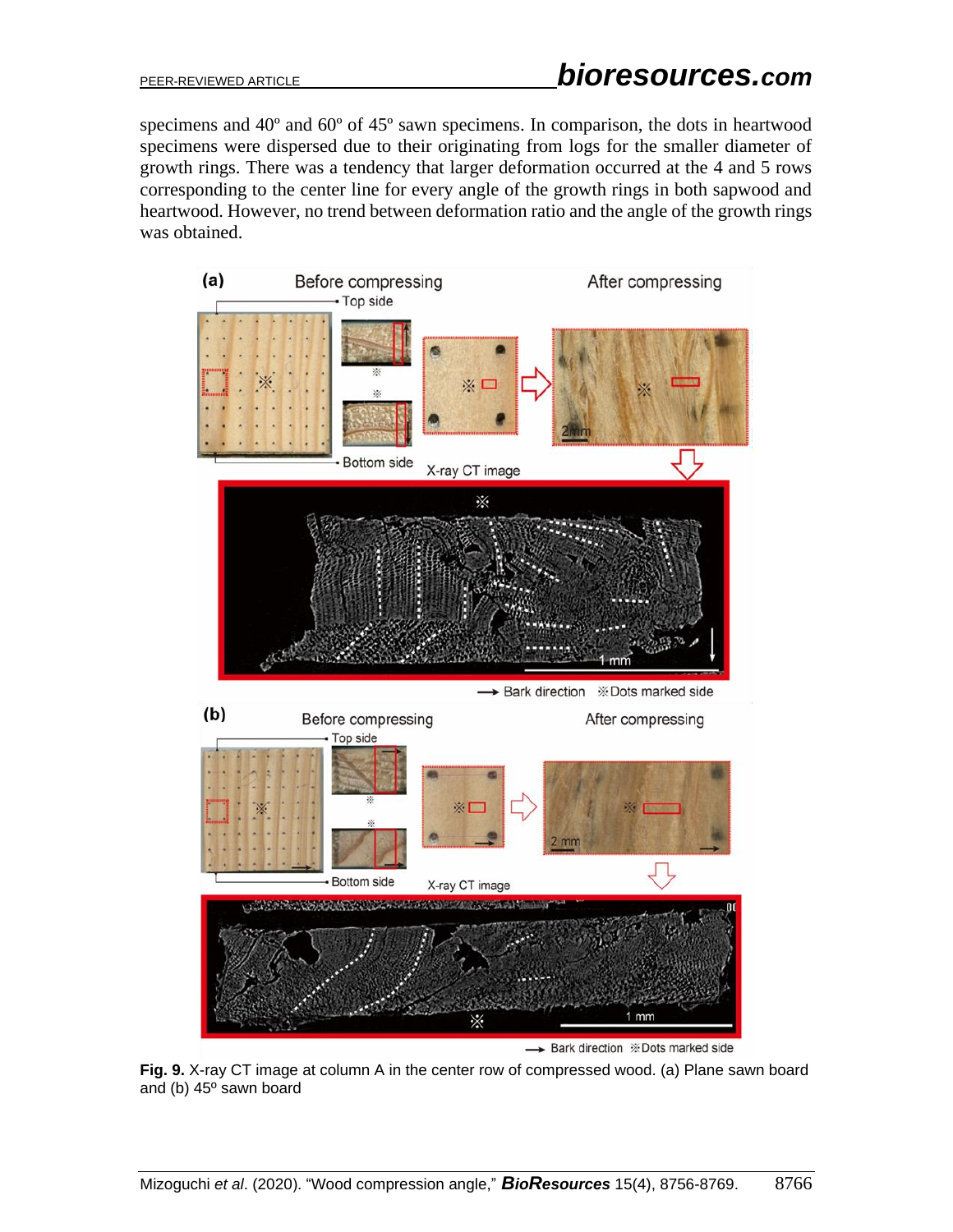specimens and 40º and 60º of 45º sawn specimens. In comparison, the dots in heartwood specimens were dispersed due to their originating from logs for the smaller diameter of growth rings. There was a tendency that larger deformation occurred at the 4 and 5 rows corresponding to the center line for every angle of the growth rings in both sapwood and heartwood. However, no trend between deformation ratio and the angle of the growth rings was obtained.

**Fig. 9.** X-ray CT image at column A in the center row of compressed wood. (a) Plane sawn board and (b) 45º sawn board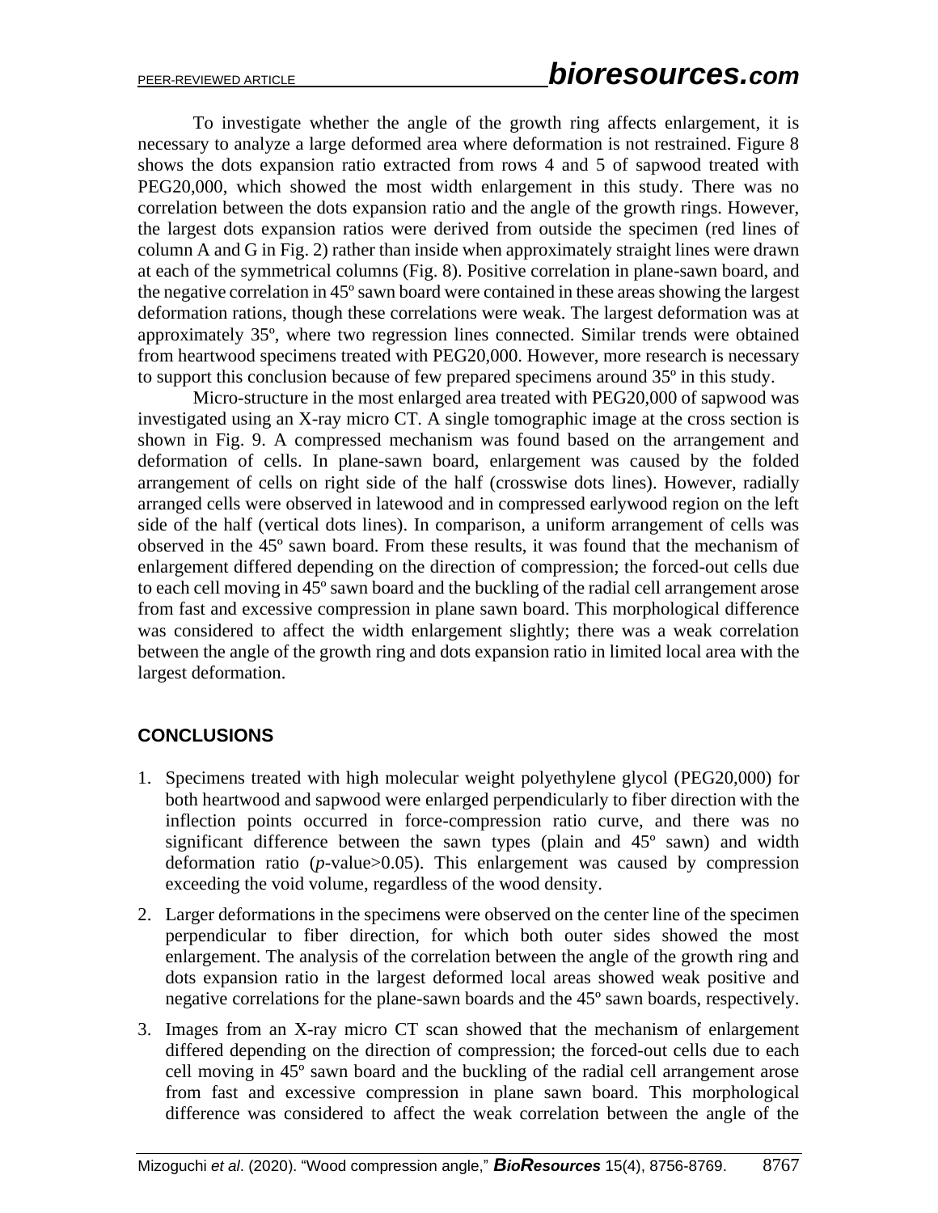To investigate whether the angle of the growth ring affects enlargement, it is necessary to analyze a large deformed area where deformation is not restrained. Figure 8 shows the dots expansion ratio extracted from rows 4 and 5 of sapwood treated with PEG20,000, which showed the most width enlargement in this study. There was no correlation between the dots expansion ratio and the angle of the growth rings. However, the largest dots expansion ratios were derived from outside the specimen (red lines of column A and G in Fig. 2) rather than inside when approximately straight lines were drawn at each of the symmetrical columns (Fig. 8). Positive correlation in plane-sawn board, and the negative correlation in 45º sawn board were contained in these areas showing the largest deformation rations, though these correlations were weak. The largest deformation was at approximately 35º, where two regression lines connected. Similar trends were obtained from heartwood specimens treated with PEG20,000. However, more research is necessary to support this conclusion because of few prepared specimens around 35º in this study.

Micro-structure in the most enlarged area treated with PEG20,000 of sapwood was investigated using an X-ray micro CT. A single tomographic image at the cross section is shown in Fig. 9. A compressed mechanism was found based on the arrangement and deformation of cells. In plane-sawn board, enlargement was caused by the folded arrangement of cells on right side of the half (crosswise dots lines). However, radially arranged cells were observed in latewood and in compressed earlywood region on the left side of the half (vertical dots lines). In comparison, a uniform arrangement of cells was observed in the 45º sawn board. From these results, it was found that the mechanism of enlargement differed depending on the direction of compression; the forced-out cells due to each cell moving in 45º sawn board and the buckling of the radial cell arrangement arose from fast and excessive compression in plane sawn board. This morphological difference was considered to affect the width enlargement slightly; there was a weak correlation between the angle of the growth ring and dots expansion ratio in limited local area with the largest deformation.

## CONCLUSIONS

1. Specimens treated with high molecular weight polyethylene glycol (PEG20,000) for both heartwood and sapwood were enlarged perpendicularly to fiber direction with the inflection points occurred in force-compression ratio curve, and there was no significant difference between the sawn types (plain and 45º sawn) and width deformation ratio (*p*-value>0.05). This enlargement was caused by compression exceeding the void volume, regardless of the wood density.
2. Larger deformations in the specimens were observed on the center line of the specimen perpendicular to fiber direction, for which both outer sides showed the most enlargement. The analysis of the correlation between the angle of the growth ring and dots expansion ratio in the largest deformed local areas showed weak positive and negative correlations for the plane-sawn boards and the 45º sawn boards, respectively.
3. Images from an X-ray micro CT scan showed that the mechanism of enlargement differed depending on the direction of compression; the forced-out cells due to each cell moving in 45º sawn board and the buckling of the radial cell arrangement arose from fast and excessive compression in plane sawn board. This morphological difference was considered to affect the weak correlation between the angle of the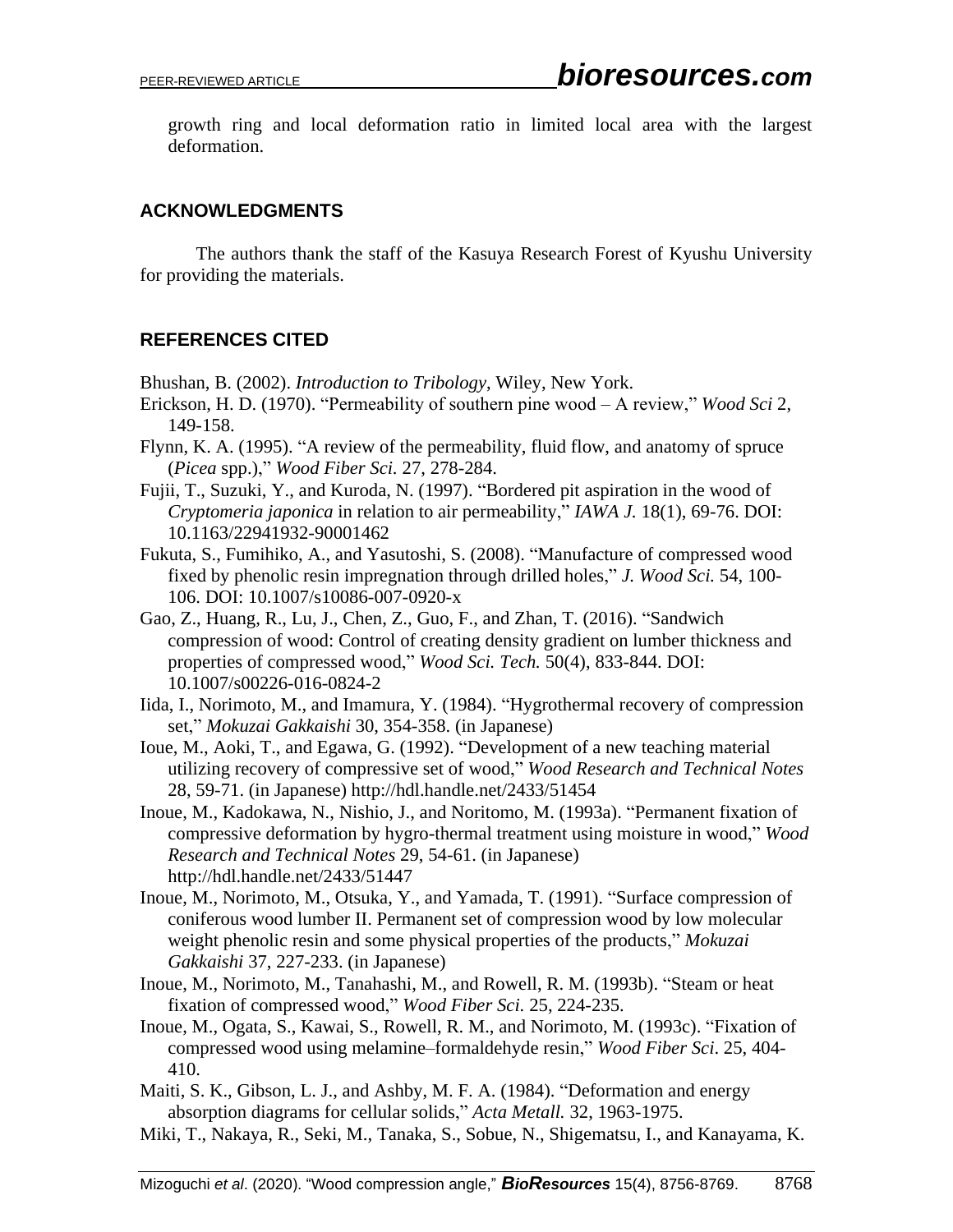growth ring and local deformation ratio in limited local area with the largest deformation.

## ACKNOWLEDGMENTS

The authors thank the staff of the Kasuya Research Forest of Kyushu University for providing the materials.

## REFERENCES CITED

Bhushan, B. (2002). *Introduction to Tribology*, Wiley, New York.

Erickson, H. D. (1970). "Permeability of southern pine wood – A review," *Wood Sci* 2, 149-158.

Flynn, K. A. (1995). "A review of the permeability, fluid flow, and anatomy of spruce (*Picea* spp.)," *Wood Fiber Sci.* 27, 278-284.

Fujii, T., Suzuki, Y., and Kuroda, N. (1997). "Bordered pit aspiration in the wood of *Cryptomeria japonica* in relation to air permeability," *IAWA J.* 18(1), 69-76. DOI: 10.1163/22941932-90001462

Fukuta, S., Fumihiko, A., and Yasutoshi, S. (2008). "Manufacture of compressed wood fixed by phenolic resin impregnation through drilled holes," *J. Wood Sci.* 54, 100-106. DOI: 10.1007/s10086-007-0920-x

Gao, Z., Huang, R., Lu, J., Chen, Z., Guo, F., and Zhan, T. (2016). "Sandwich compression of wood: Control of creating density gradient on lumber thickness and properties of compressed wood," *Wood Sci. Tech.* 50(4), 833-844. DOI: 10.1007/s00226-016-0824-2

Iida, I., Norimoto, M., and Imamura, Y. (1984). "Hygrothermal recovery of compression set," *Mokuzai Gakkaishi* 30, 354-358. (in Japanese)

Ioue, M., Aoki, T., and Egawa, G. (1992). "Development of a new teaching material utilizing recovery of compressive set of wood," *Wood Research and Technical Notes* 28, 59-71. (in Japanese) http://hdl.handle.net/2433/51454

Inoue, M., Kadokawa, N., Nishio, J., and Noritomo, M. (1993a). "Permanent fixation of compressive deformation by hygro-thermal treatment using moisture in wood," *Wood Research and Technical Notes* 29, 54-61. (in Japanese) http://hdl.handle.net/2433/51447

Inoue, M., Norimoto, M., Otsuka, Y., and Yamada, T. (1991). "Surface compression of coniferous wood lumber II. Permanent set of compression wood by low molecular weight phenolic resin and some physical properties of the products," *Mokuzai Gakkaishi* 37, 227-233. (in Japanese)

Inoue, M., Norimoto, M., Tanahashi, M., and Rowell, R. M. (1993b). "Steam or heat fixation of compressed wood," *Wood Fiber Sci.* 25, 224-235.

Inoue, M., Ogata, S., Kawai, S., Rowell, R. M., and Norimoto, M. (1993c). "Fixation of compressed wood using melamine–formaldehyde resin," *Wood Fiber Sci.* 25, 404-410.

Maiti, S. K., Gibson, L. J., and Ashby, M. F. A. (1984). "Deformation and energy absorption diagrams for cellular solids," *Acta Metall.* 32, 1963-1975.

Miki, T., Nakaya, R., Seki, M., Tanaka, S., Sobue, N., Shigematsu, I., and Kanayama, K.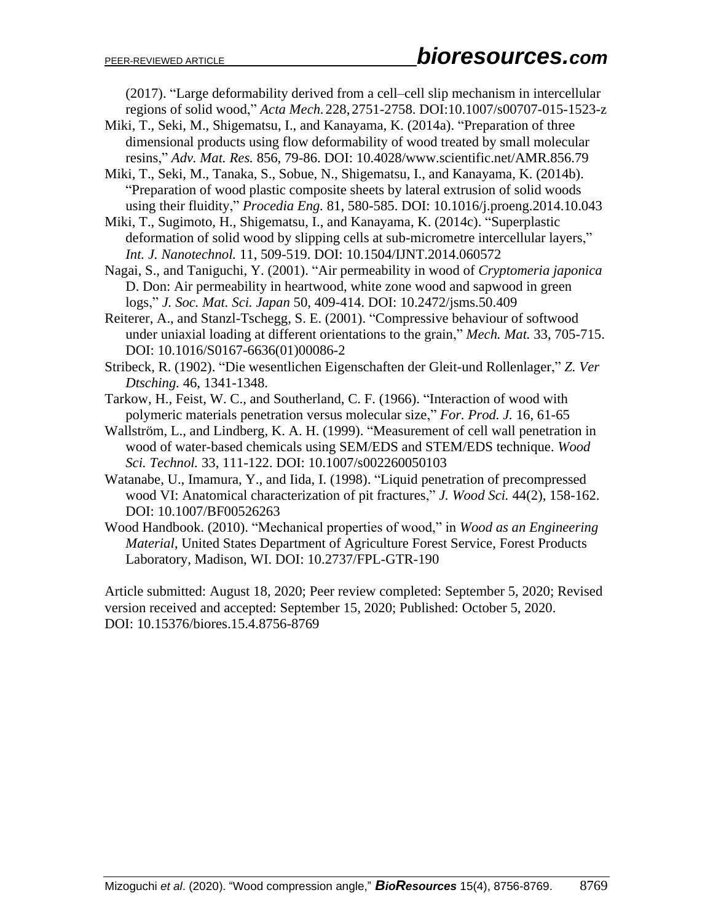(2017). "Large deformability derived from a cell–cell slip mechanism in intercellular regions of solid wood," *Acta Mech.* 228, 2751-2758. DOI:10.1007/s00707-015-1523-z

Miki, T., Seki, M., Shigematsu, I., and Kanayama, K. (2014a). "Preparation of three dimensional products using flow deformability of wood treated by small molecular resins," *Adv. Mat. Res.* 856, 79-86. DOI: 10.4028/www.scientific.net/AMR.856.79

Miki, T., Seki, M., Tanaka, S., Sobue, N., Shigematsu, I., and Kanayama, K. (2014b). "Preparation of wood plastic composite sheets by lateral extrusion of solid woods using their fluidity," *Procedia Eng.* 81, 580-585. DOI: 10.1016/j.proeng.2014.10.043

Miki, T., Sugimoto, H., Shigematsu, I., and Kanayama, K. (2014c). "Superplastic deformation of solid wood by slipping cells at sub-micrometre intercellular layers," *Int. J. Nanotechnol.* 11, 509-519. DOI: 10.1504/IJNT.2014.060572

Nagai, S., and Taniguchi, Y. (2001). "Air permeability in wood of *Cryptomeria japonica* D. Don: Air permeability in heartwood, white zone wood and sapwood in green logs," *J. Soc. Mat. Sci. Japan* 50, 409-414. DOI: 10.2472/jsms.50.409

Reiterer, A., and Stanzl-Tschegg, S. E. (2001). "Compressive behaviour of softwood under uniaxial loading at different orientations to the grain," *Mech. Mat.* 33, 705-715. DOI: 10.1016/S0167-6636(01)00086-2

Stribeck, R. (1902). "Die wesentlichen Eigenschaften der Gleit-und Rollenlager," *Z. Ver Dtsching.* 46, 1341-1348.

Tarkow, H., Feist, W. C., and Southerland, C. F. (1966). "Interaction of wood with polymeric materials penetration versus molecular size," *For. Prod. J.* 16, 61-65

Wallström, L., and Lindberg, K. A. H. (1999). "Measurement of cell wall penetration in wood of water-based chemicals using SEM/EDS and STEM/EDS technique. *Wood Sci. Technol.* 33, 111-122. DOI: 10.1007/s002260050103

Watanabe, U., Imamura, Y., and Iida, I. (1998). "Liquid penetration of precompressed wood VI: Anatomical characterization of pit fractures," *J. Wood Sci.* 44(2), 158-162. DOI: 10.1007/BF00526263

Wood Handbook. (2010). "Mechanical properties of wood," in *Wood as an Engineering Material*, United States Department of Agriculture Forest Service, Forest Products Laboratory, Madison, WI. DOI: 10.2737/FPL-GTR-190

Article submitted: August 18, 2020; Peer review completed: September 5, 2020; Revised version received and accepted: September 15, 2020; Published: October 5, 2020.
DOI: 10.15376/biores.15.4.8756-8769